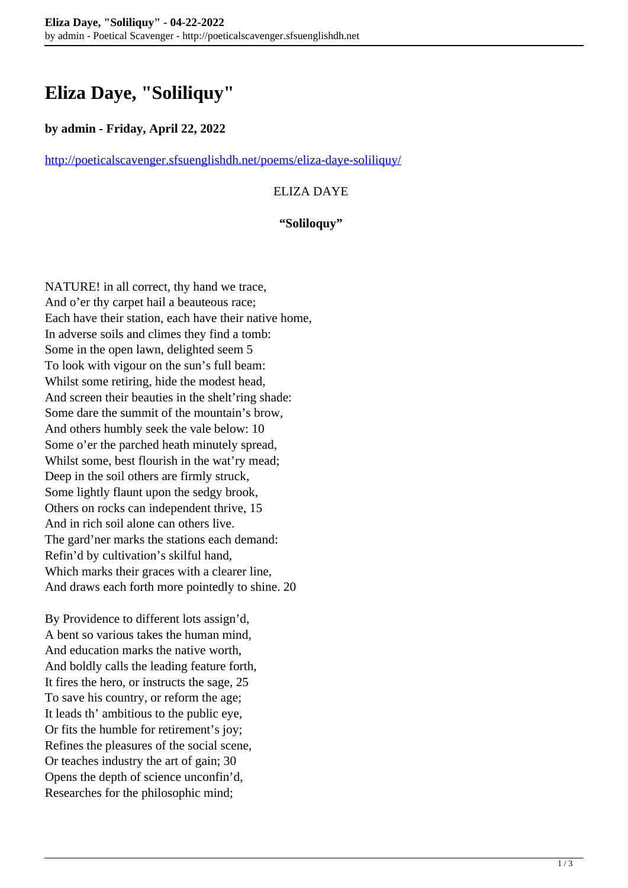# Eliza Daye, "Soliliquy"

**by admin - Friday, April 22, 2022**

http://poeticalscavenger.sfsuenglishdh.net/poems/eliza-daye-soliliquy/

ELIZA DAYE

**"Soliloquy"**

NATURE! in all correct, thy hand we trace,
And o'er thy carpet hail a beauteous race;
Each have their station, each have their native home,
In adverse soils and climes they find a tomb:
Some in the open lawn, delighted seem 5
To look with vigour on the sun's full beam:
Whilst some retiring, hide the modest head,
And screen their beauties in the shelt'ring shade:
Some dare the summit of the mountain's brow,
And others humbly seek the vale below: 10
Some o'er the parched heath minutely spread,
Whilst some, best flourish in the wat'ry mead;
Deep in the soil others are firmly struck,
Some lightly flaunt upon the sedgy brook,
Others on rocks can independent thrive, 15
And in rich soil alone can others live.
The gard'ner marks the stations each demand:
Refin'd by cultivation's skilful hand,
Which marks their graces with a clearer line,
And draws each forth more pointedly to shine. 20

By Providence to different lots assign'd,
A bent so various takes the human mind,
And education marks the native worth,
And boldly calls the leading feature forth,
It fires the hero, or instructs the sage, 25
To save his country, or reform the age;
It leads th' ambitious to the public eye,
Or fits the humble for retirement's joy;
Refines the pleasures of the social scene,
Or teaches industry the art of gain; 30
Opens the depth of science unconfin'd,
Researches for the philosophic mind;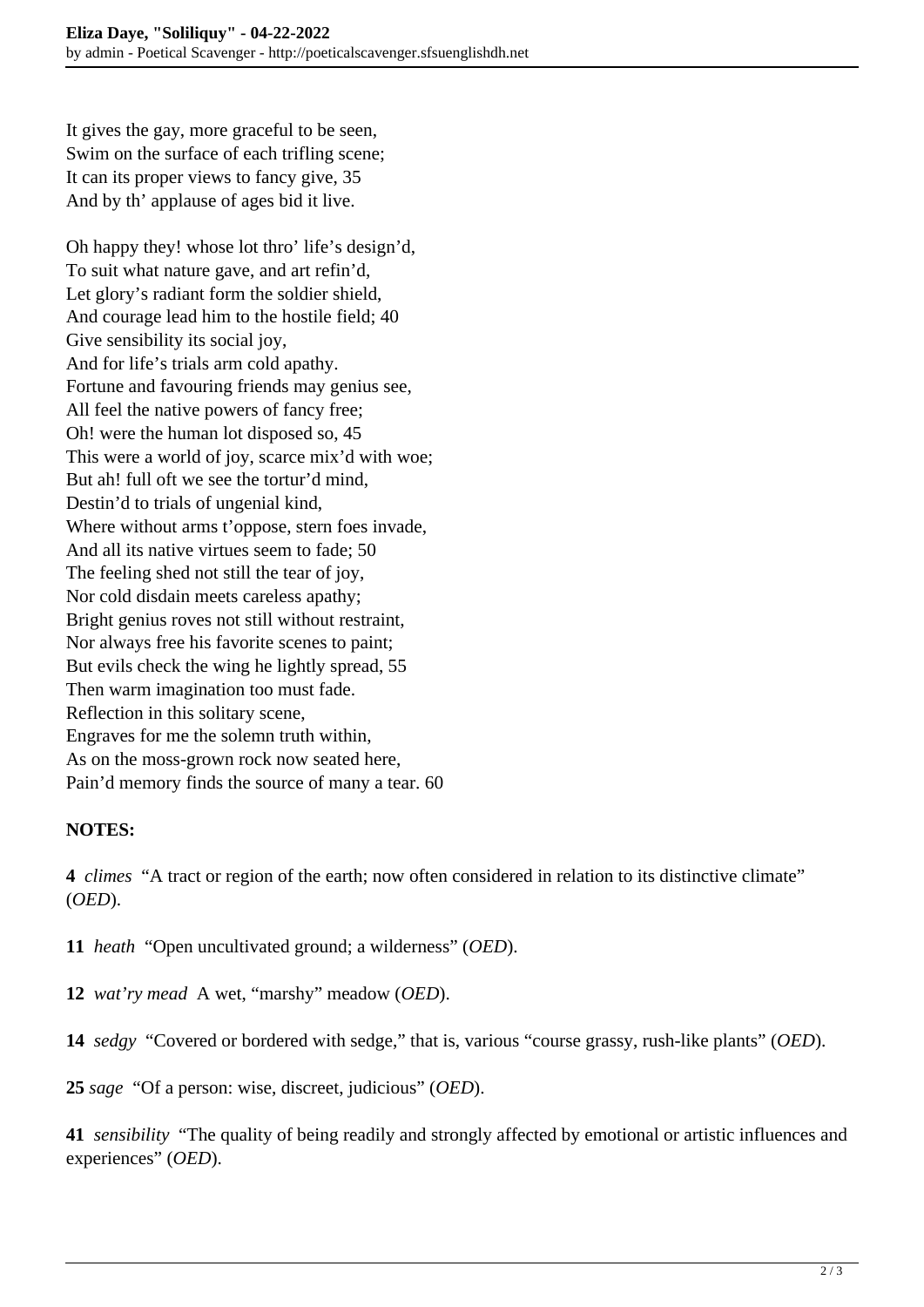It gives the gay, more graceful to be seen,  
Swim on the surface of each trifling scene;  
It can its proper views to fancy give, 35  
And by th' applause of ages bid it live.

Oh happy they! whose lot thro' life's design'd,  
To suit what nature gave, and art refin'd,  
Let glory's radiant form the soldier shield,  
And courage lead him to the hostile field; 40  
Give sensibility its social joy,  
And for life's trials arm cold apathy.  
Fortune and favouring friends may genius see,  
All feel the native powers of fancy free;  
Oh! were the human lot disposed so, 45  
This were a world of joy, scarce mix'd with woe;  
But ah! full oft we see the tortur'd mind,  
Destin'd to trials of ungenial kind,  
Where without arms t'oppose, stern foes invade,  
And all its native virtues seem to fade; 50  
The feeling shed not still the tear of joy,  
Nor cold disdain meets careless apathy;  
Bright genius roves not still without restraint,  
Nor always free his favorite scenes to paint;  
But evils check the wing he lightly spread, 55  
Then warm imagination too must fade.  
Reflection in this solitary scene,  
Engraves for me the solemn truth within,  
As on the moss-grown rock now seated here,  
Pain'd memory finds the source of many a tear. 60

**NOTES:**

**4** *climes* "A tract or region of the earth; now often considered in relation to its distinctive climate" (*OED*).

**11** *heath* "Open uncultivated ground; a wilderness" (*OED*).

**12** *wat'ry mead* A wet, "marshy" meadow (*OED*).

**14** *sedgy* "Covered or bordered with sedge," that is, various "course grassy, rush-like plants" (*OED*).

**25** *sage* "Of a person: wise, discreet, judicious" (*OED*).

**41** *sensibility* "The quality of being readily and strongly affected by emotional or artistic influences and experiences" (*OED*).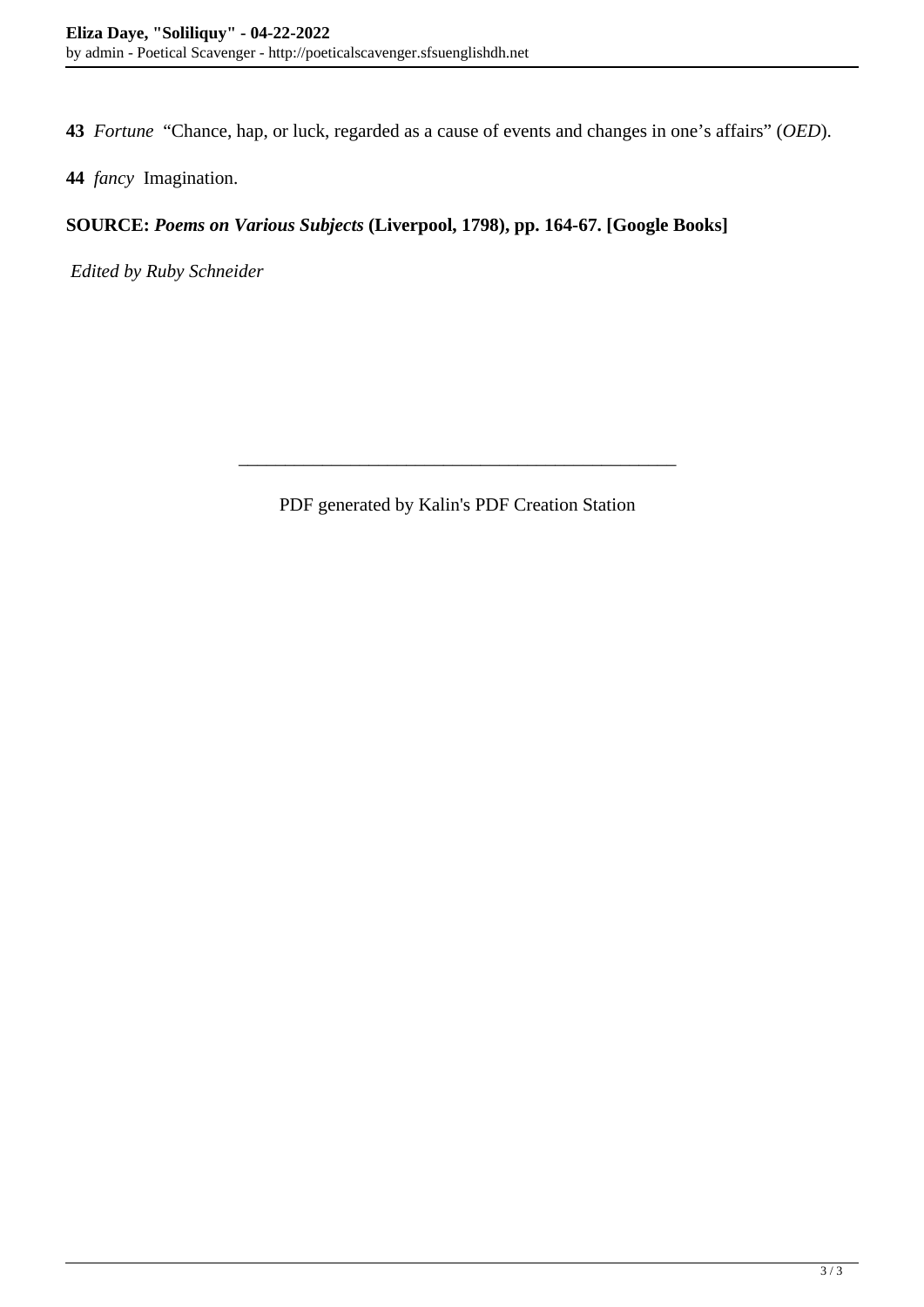**43** *Fortune* "Chance, hap, or luck, regarded as a cause of events and changes in one's affairs" (*OED*).

**44** *fancy* Imagination.

**SOURCE: *Poems on Various Subjects* (Liverpool, 1798), pp. 164-67. [Google Books]**

*Edited by Ruby Schneider*

---

PDF generated by Kalin's PDF Creation Station